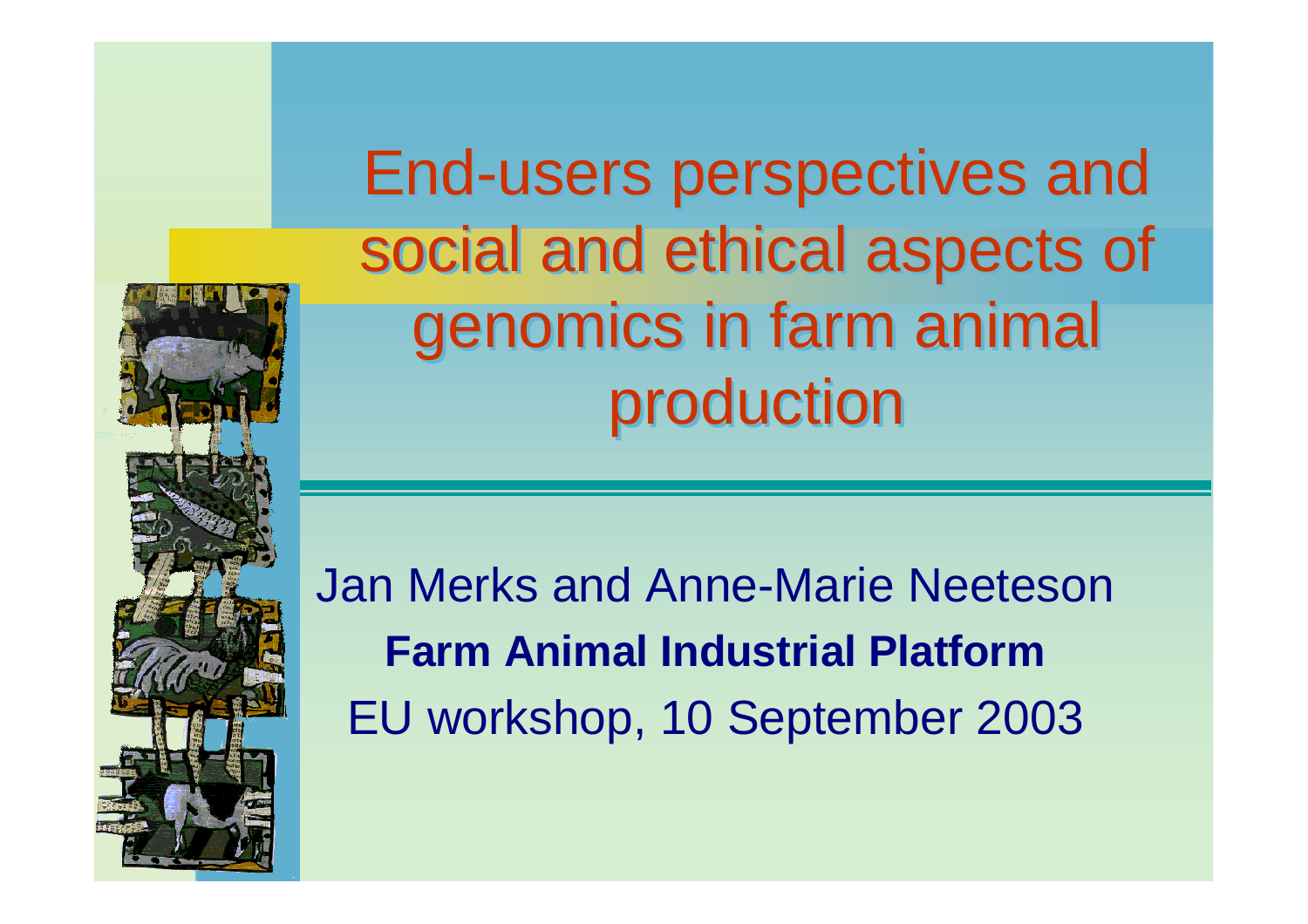# End-users perspectives and social and ethical aspects of genomics in farm animal production

Jan Merks and Anne-Marie Neeteson

**Farm Animal Industrial Platform**

EU workshop, 10 September 2003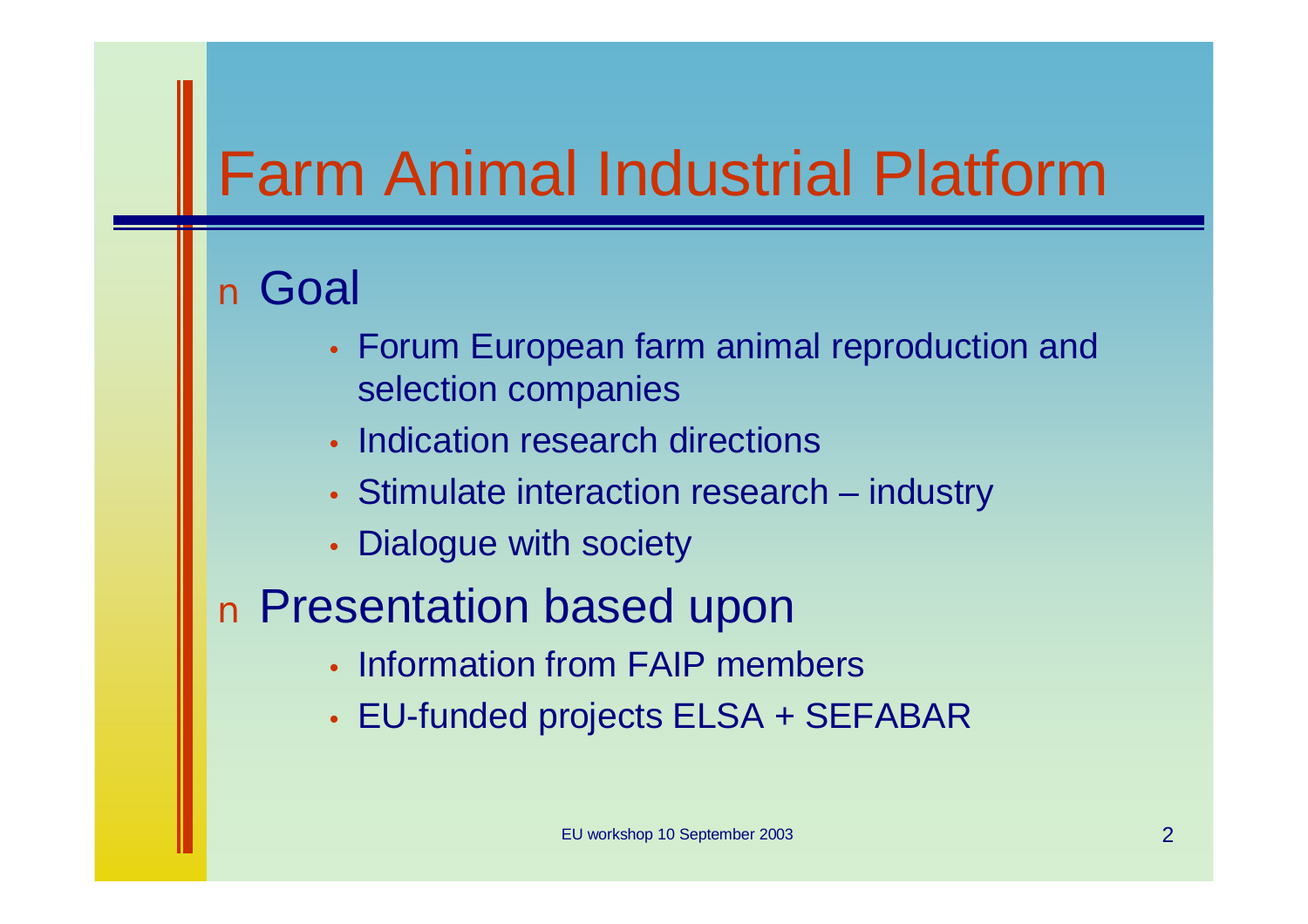# Farm Animal Industrial Platform

- Goal
  - Forum European farm animal reproduction and selection companies
  - Indication research directions
  - Stimulate interaction research – industry
  - Dialogue with society
- Presentation based upon
  - Information from FAIP members
  - EU-funded projects ELSA + SEFABAR

EU workshop 10 September 2003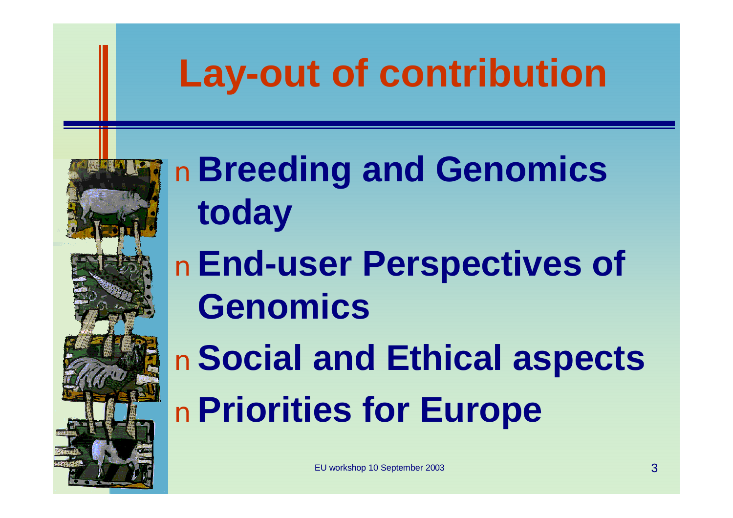# Lay-out of contribution

- **Breeding and Genomics today**
- **End-user Perspectives of Genomics**
- **Social and Ethical aspects**
- **Priorities for Europe**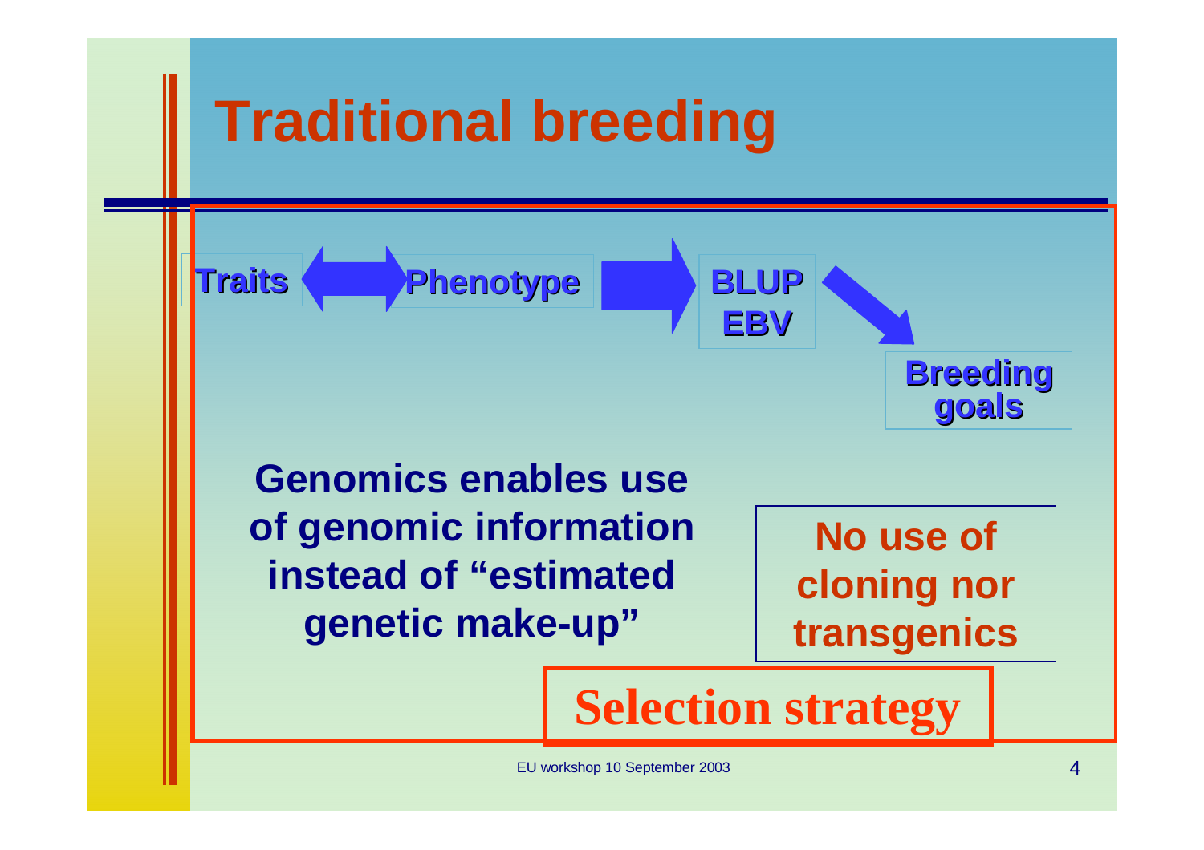# Traditional breeding

Traits ⟷ Phenotype → BLUP EBV → Breeding goals

**Genomics enables use of genomic information instead of "estimated genetic make-up"**

**No use of cloning nor transgenics**

**Selection strategy**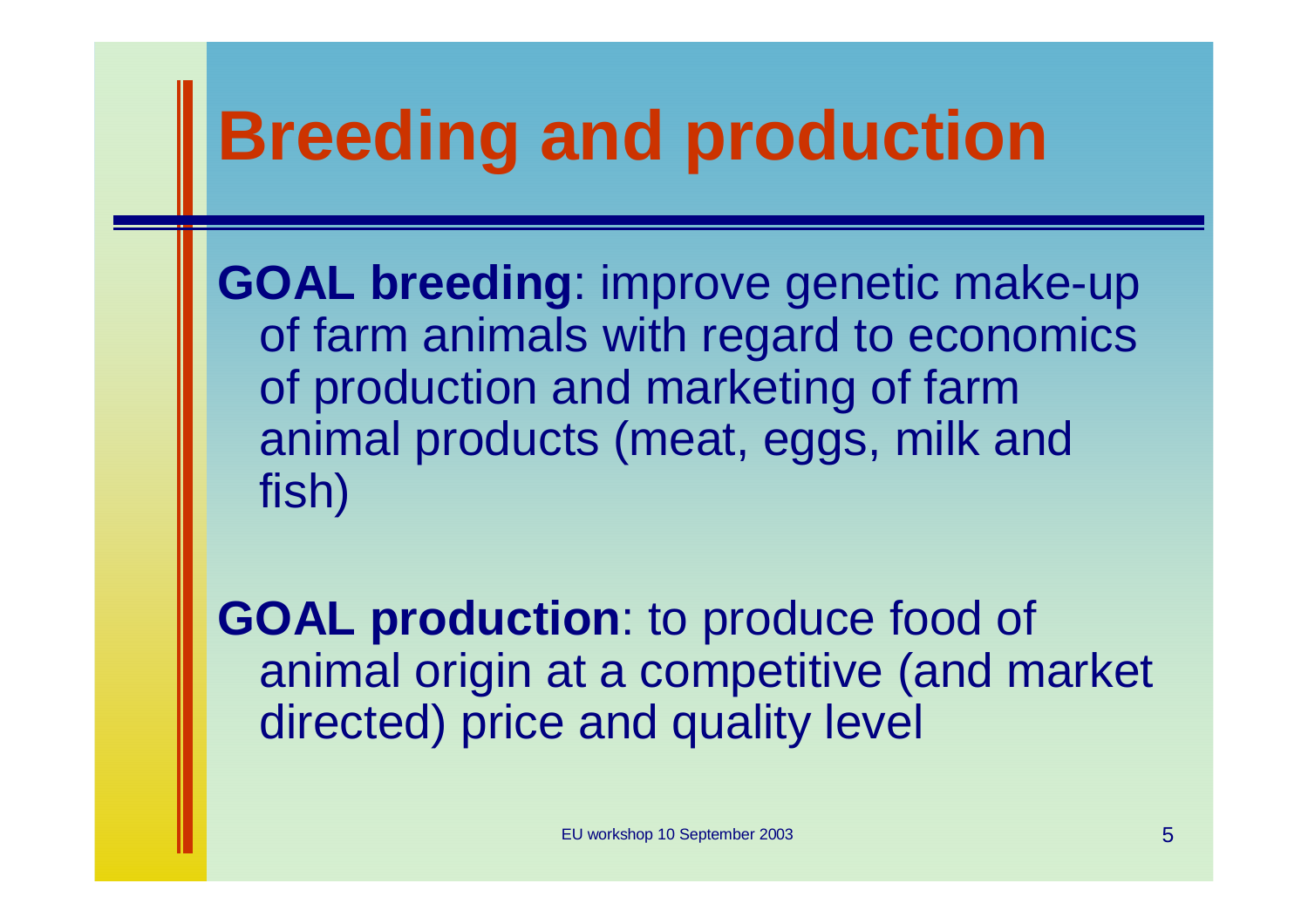# Breeding and production

**GOAL breeding**: improve genetic make-up of farm animals with regard to economics of production and marketing of farm animal products (meat, eggs, milk and fish)

**GOAL production**: to produce food of animal origin at a competitive (and market directed) price and quality level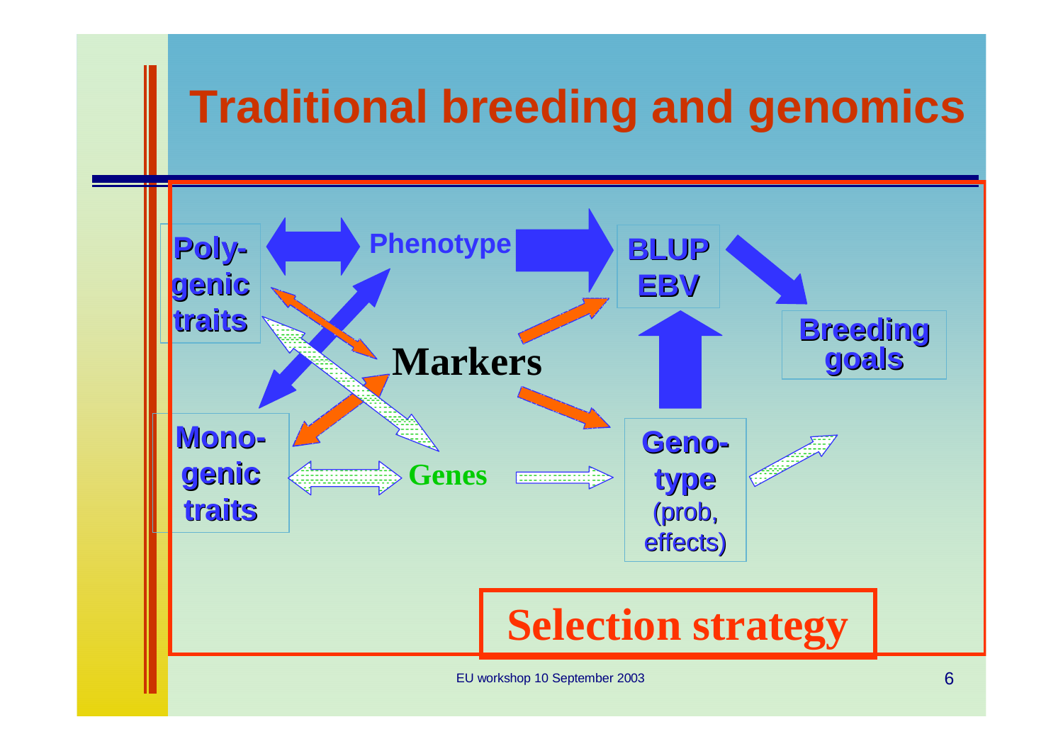# Traditional breeding and genomics

Poly-genic traits

Phenotype

BLUP EBV

Breeding goals

Markers

Mono-genic traits

Genes

Geno-type (prob, effects)

Selection strategy

EU workshop 10 September 2003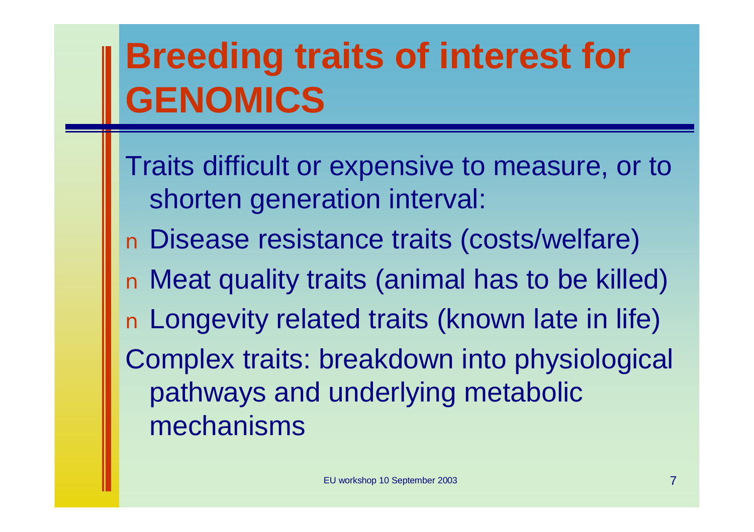# Breeding traits of interest for GENOMICS

Traits difficult or expensive to measure, or to shorten generation interval:

- Disease resistance traits (costs/welfare)
- Meat quality traits (animal has to be killed)
- Longevity related traits (known late in life)

Complex traits: breakdown into physiological pathways and underlying metabolic mechanisms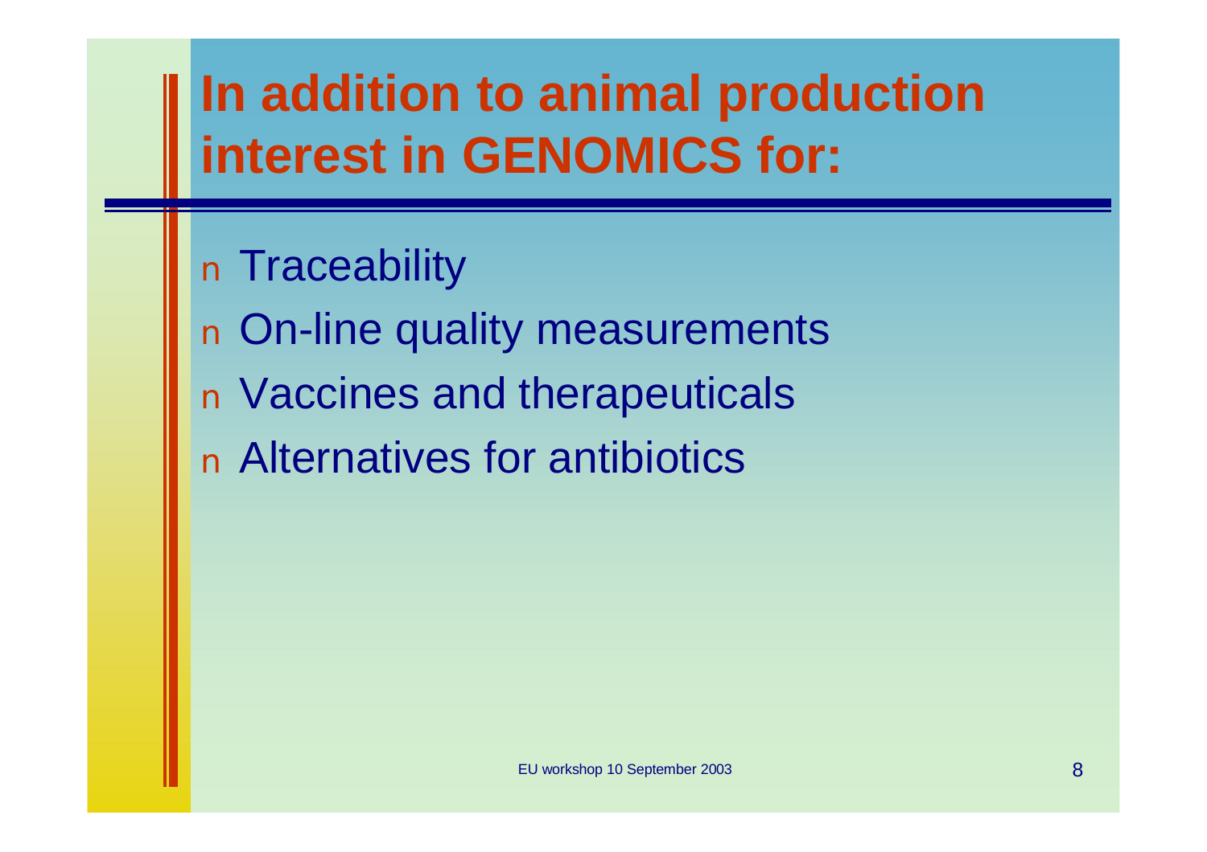# In addition to animal production interest in GENOMICS for:

- Traceability
- On-line quality measurements
- Vaccines and therapeuticals
- Alternatives for antibiotics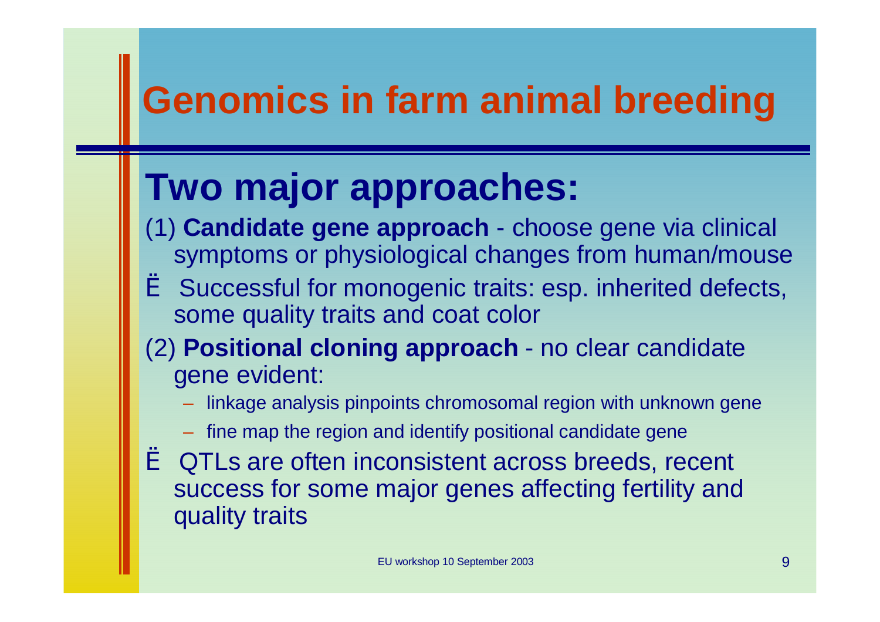# Genomics in farm animal breeding

## Two major approaches:

(1) **Candidate gene approach** - choose gene via clinical symptoms or physiological changes from human/mouse

Ë Successful for monogenic traits: esp. inherited defects, some quality traits and coat color

(2) **Positional cloning approach** - no clear candidate gene evident:

- linkage analysis pinpoints chromosomal region with unknown gene
- fine map the region and identify positional candidate gene

Ë QTLs are often inconsistent across breeds, recent success for some major genes affecting fertility and quality traits

EU workshop 10 September 2003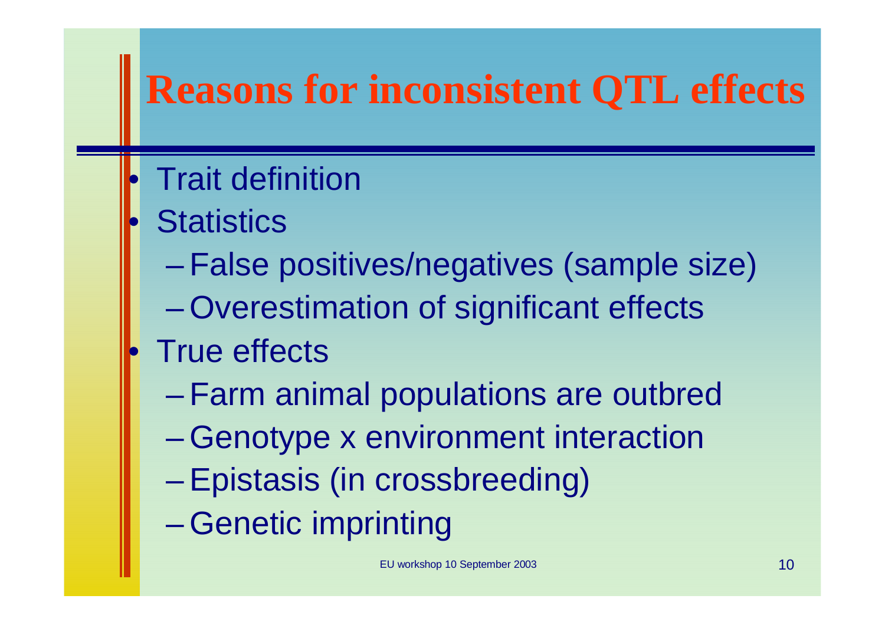# Reasons for inconsistent QTL effects

- Trait definition
- Statistics
  - False positives/negatives (sample size)
  - Overestimation of significant effects
- True effects
  - Farm animal populations are outbred
  - Genotype x environment interaction
  - Epistasis (in crossbreeding)
  - Genetic imprinting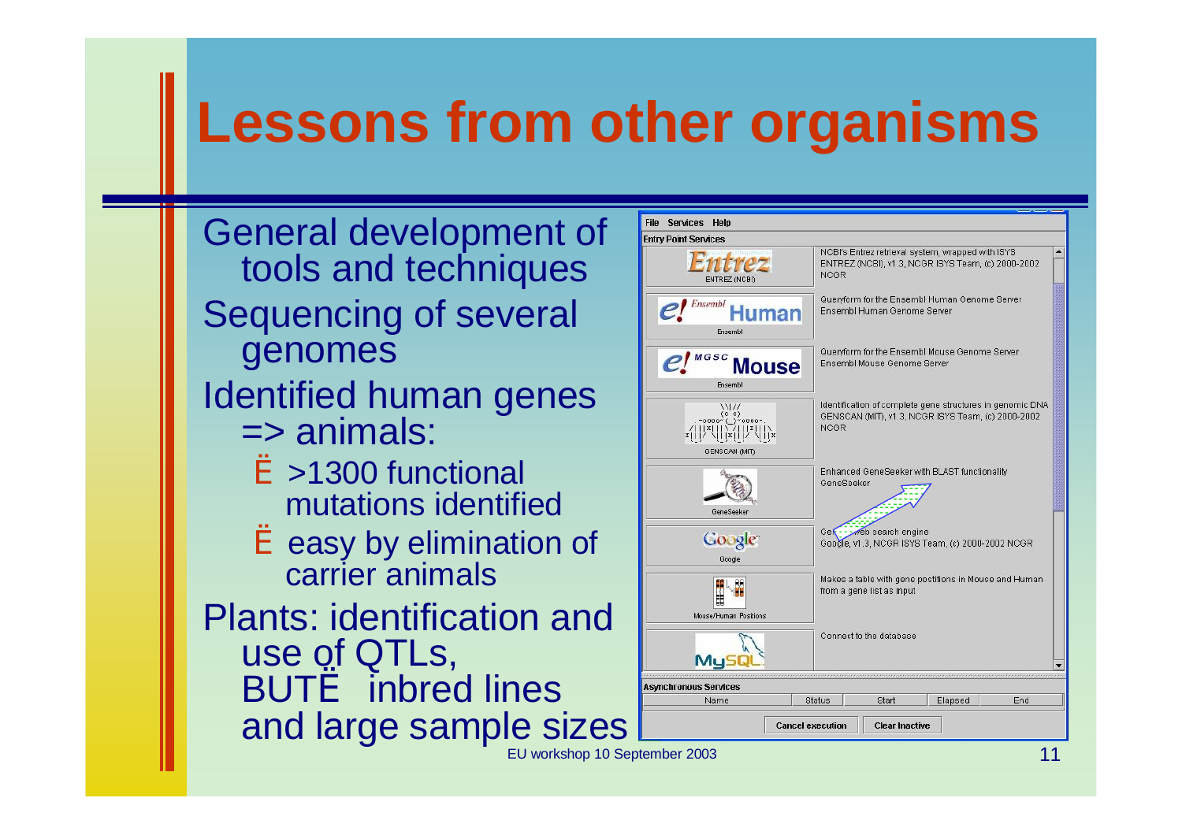# Lessons from other organisms

General development of tools and techniques

Sequencing of several genomes

Identified human genes => animals:

- >1300 functional mutations identified
- easy by elimination of carrier animals

Plants: identification and use of QTLs, BUT… inbred lines and large sample sizes

File Services Help

Entry Point Services

| Service | Description |
|---|---|
| Entrez – ENTREZ (NCBI) | NCBI's Entrez retrieval system, wrapped with ISYS ENTREZ (NCBI), v1.3, NCGR ISYS Team, (c) 2000-2002 NCGR |
| Ensembl Human – Ensembl | Queryform for the Ensembl Human Genome Server Ensembl Human Genome Server |
| Ensembl MGSC Mouse – Ensembl | Queryform for the Ensembl Mouse Genome Server Ensembl Mouse Genome Server |
| GENSCAN (MIT) | Identification of complete gene structures in genomic DNA GENSCAN (MIT), v1.3, NCGR ISYS Team, (c) 2000-2002 NCGR |
| GeneSeeker | Enhanced GeneSeeker with BLAST functionality GeneSeeker |
| Google | Ge… web search engine Google, v1.3, NCGR ISYS Team, (c) 2000-2002 NCGR |
| Mouse/Human Positions | Makes a table with gene postitions in Mouse and Human from a gene list as input |
| MySQL | Connect to the database |

Asynchronous Services

| Name | Status | Start | Elapsed | End |
|---|---|---|---|---|

Cancel execution | Clear Inactive

EU workshop 10 September 2003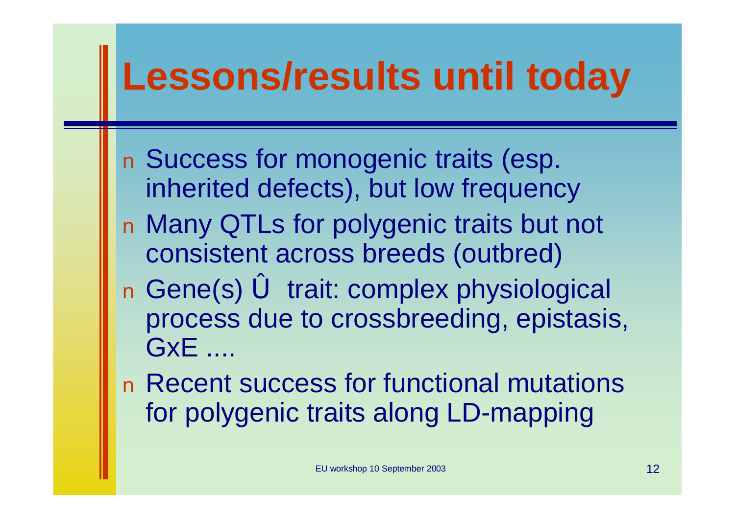# Lessons/results until today

- Success for monogenic traits (esp. inherited defects), but low frequency
- Many QTLs for polygenic traits but not consistent across breeds (outbred)
- Gene(s) Û trait: complex physiological process due to crossbreeding, epistasis, GxE ....
- Recent success for functional mutations for polygenic traits along LD-mapping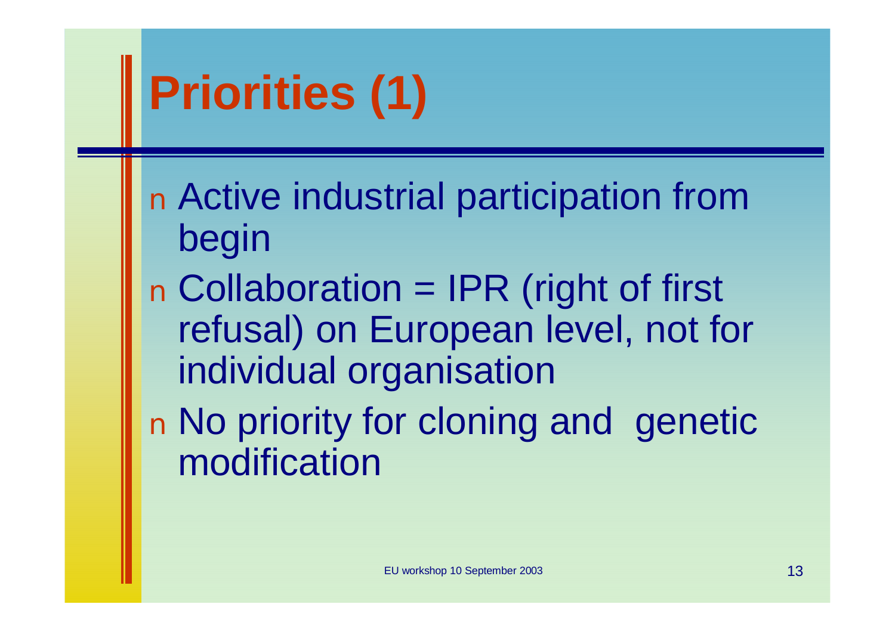# Priorities (1)

- Active industrial participation from begin
- Collaboration = IPR (right of first refusal) on European level, not for individual organisation
- No priority for cloning and genetic modification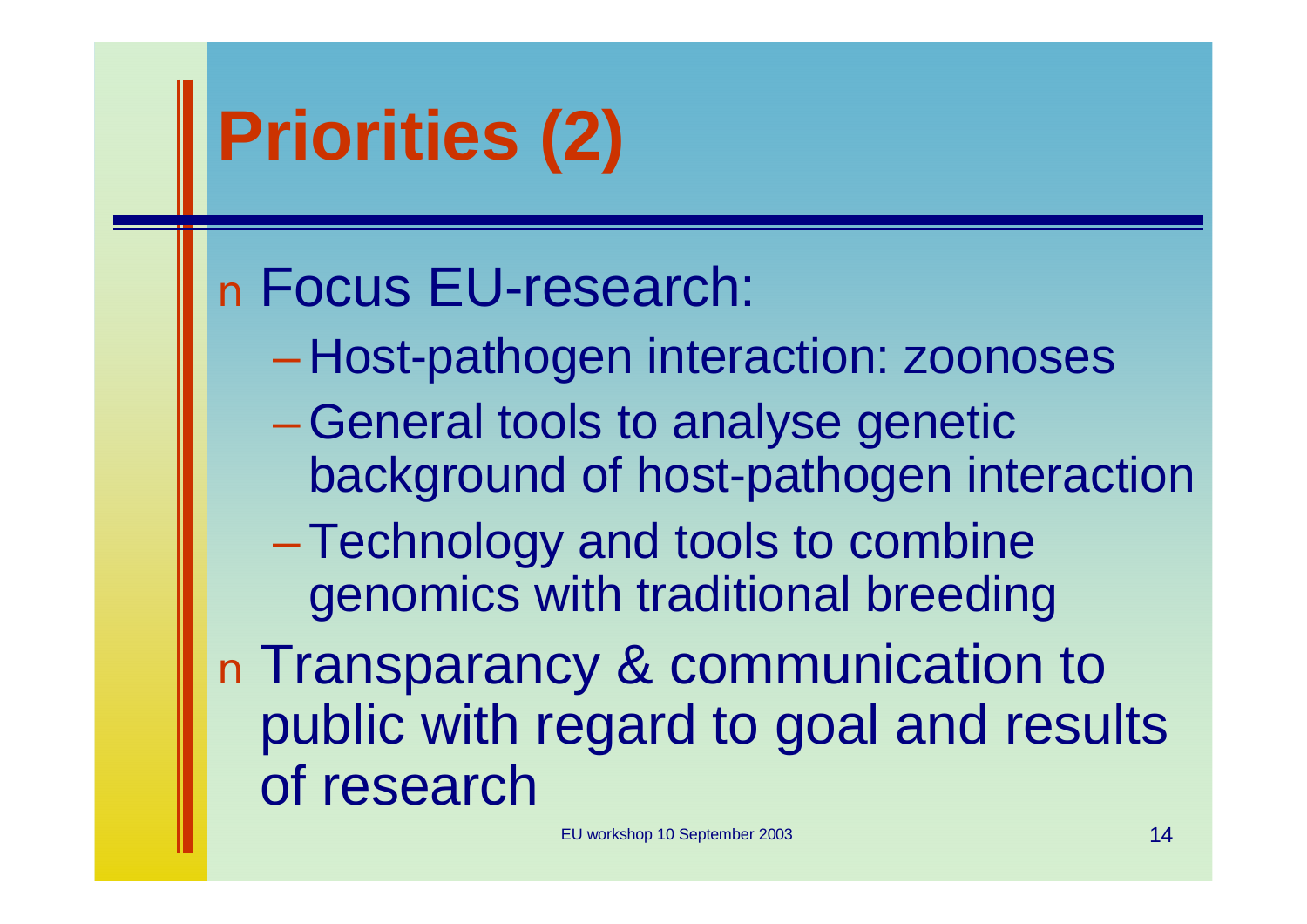# Priorities (2)

- Focus EU-research:
  - Host-pathogen interaction: zoonoses
  - General tools to analyse genetic background of host-pathogen interaction
  - Technology and tools to combine genomics with traditional breeding
- Transparancy & communication to public with regard to goal and results of research

EU workshop 10 September 2003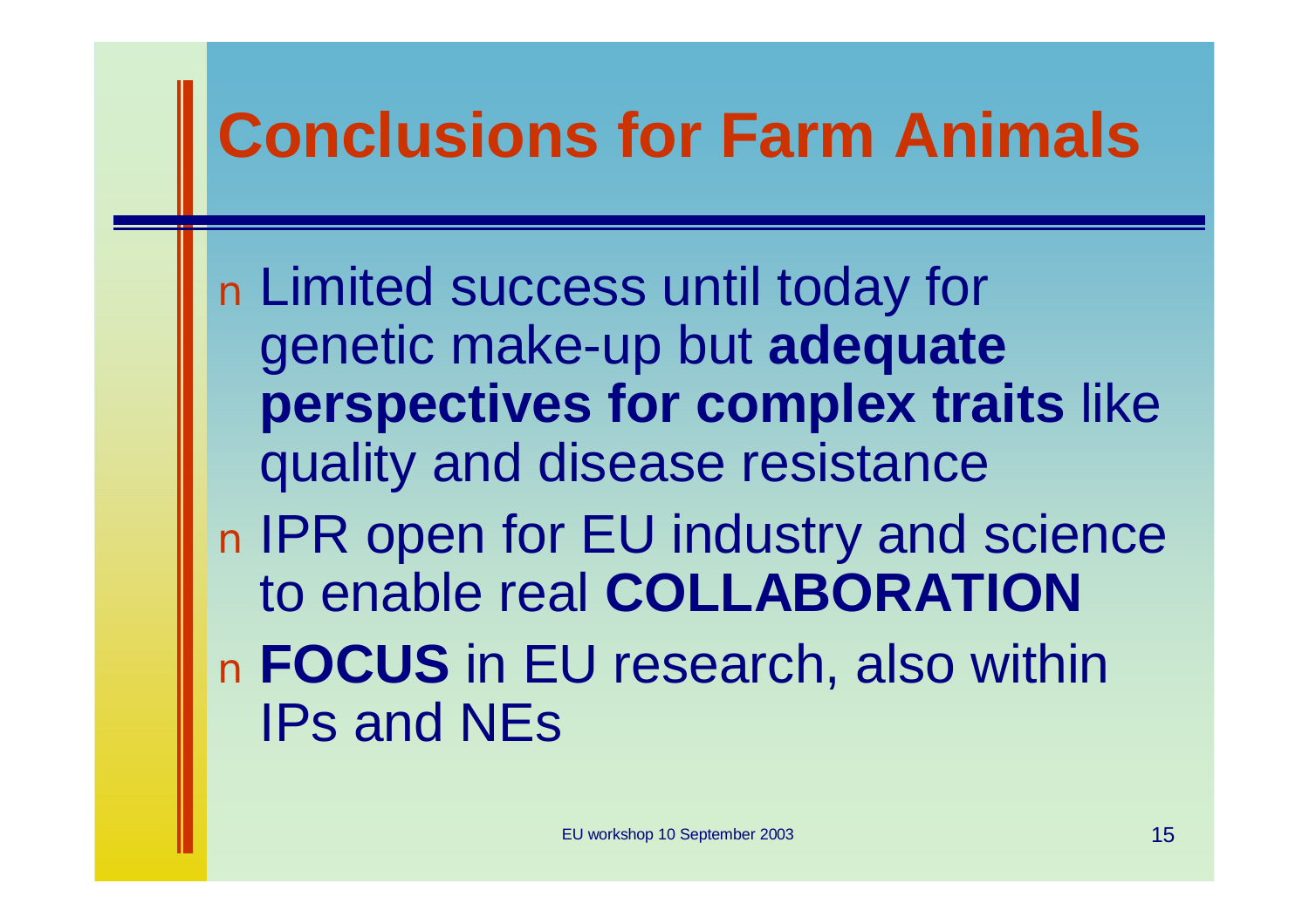# Conclusions for Farm Animals

- Limited success until today for genetic make-up but **adequate perspectives for complex traits** like quality and disease resistance
- IPR open for EU industry and science to enable real **COLLABORATION**
- **FOCUS** in EU research, also within IPs and NEs

EU workshop 10 September 2003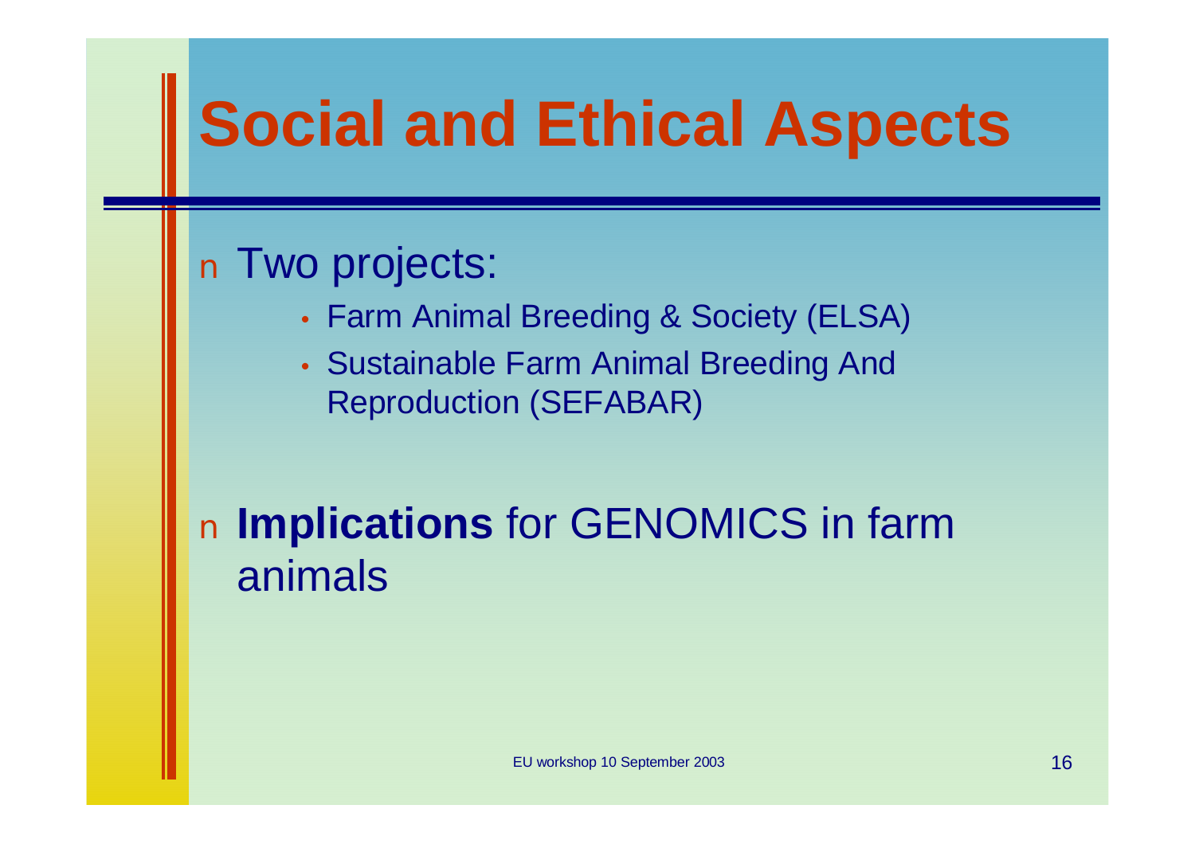# Social and Ethical Aspects

- Two projects:
  - Farm Animal Breeding & Society (ELSA)
  - Sustainable Farm Animal Breeding And Reproduction (SEFABAR)

- **Implications** for GENOMICS in farm animals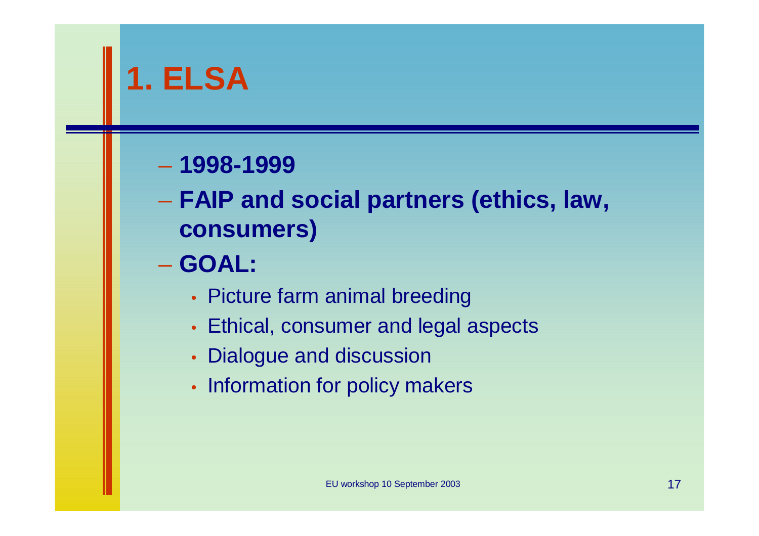# 1. ELSA

- **1998-1999**
- **FAIP and social partners (ethics, law, consumers)**
- **GOAL:**
  - Picture farm animal breeding
  - Ethical, consumer and legal aspects
  - Dialogue and discussion
  - Information for policy makers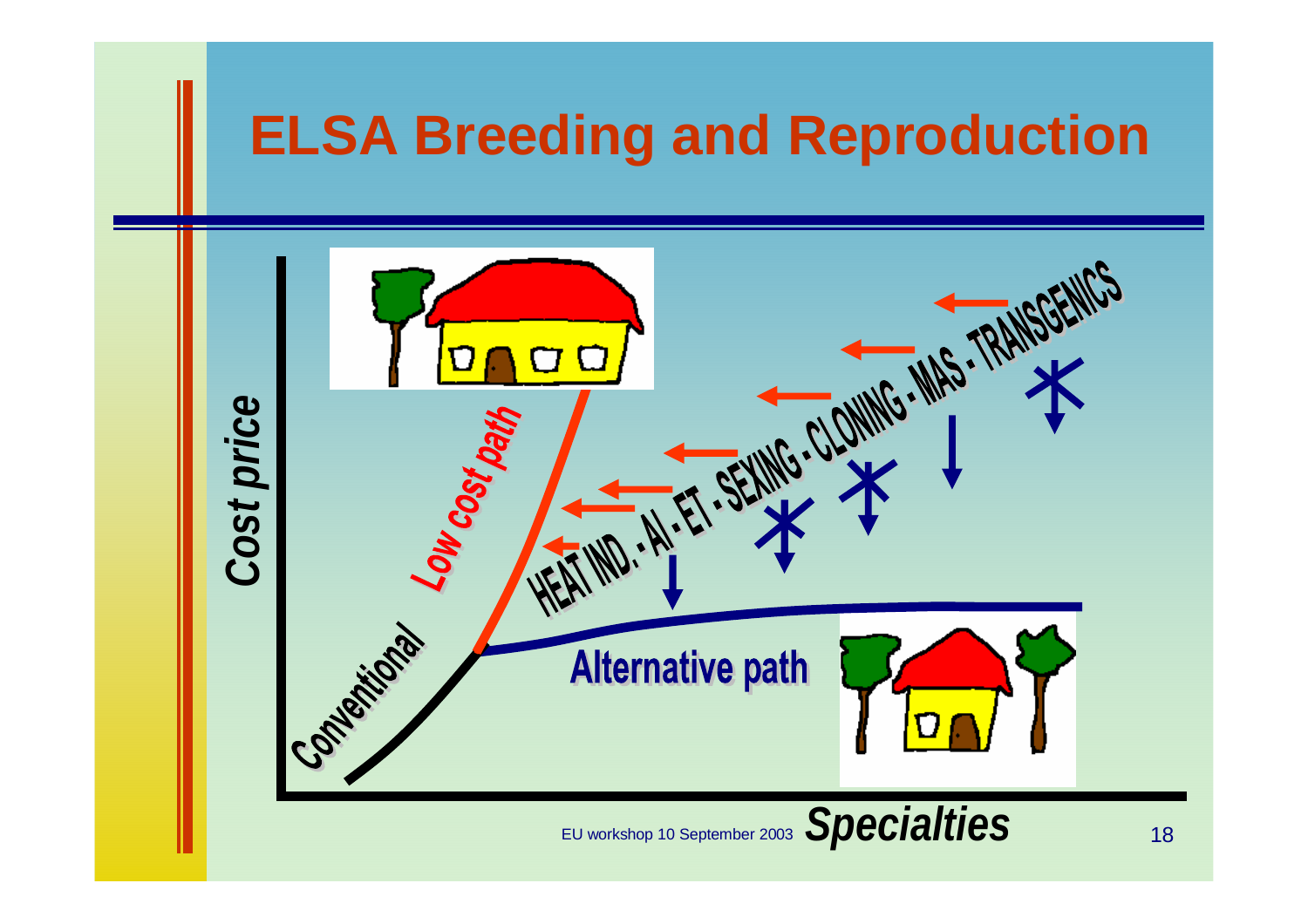# ELSA Breeding and Reproduction

*Cost price*

Low cost path

Conventional

HEAT IND. - AI - ET - SEXING - CLONING - MAS - TRANSGENICS

Alternative path

*Specialties*

EU workshop 10 September 2003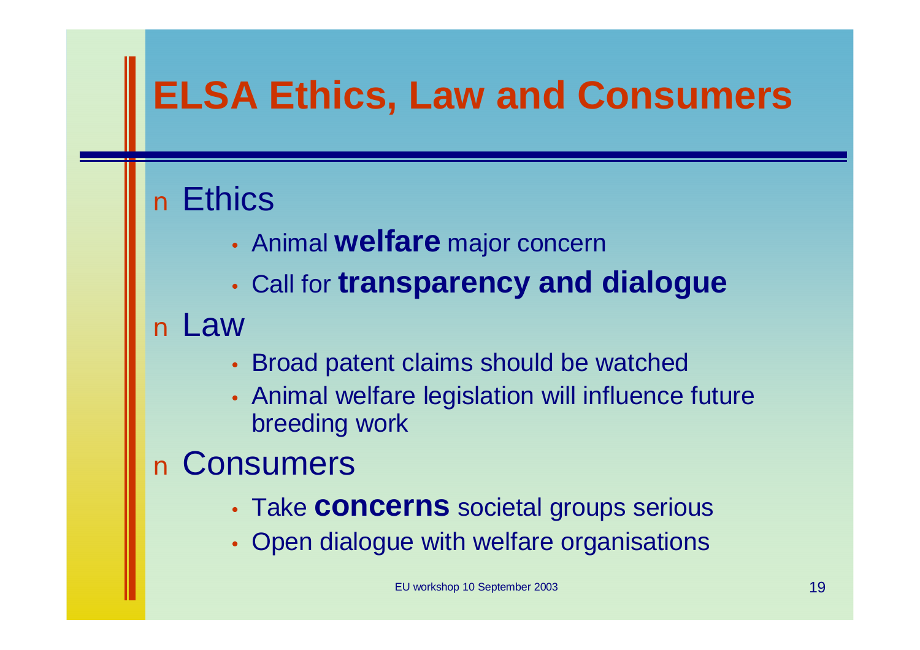# ELSA Ethics, Law and Consumers

- Ethics
  - Animal **welfare** major concern
  - Call for **transparency and dialogue**
- Law
  - Broad patent claims should be watched
  - Animal welfare legislation will influence future breeding work
- Consumers
  - Take **concerns** societal groups serious
  - Open dialogue with welfare organisations

EU workshop 10 September 2003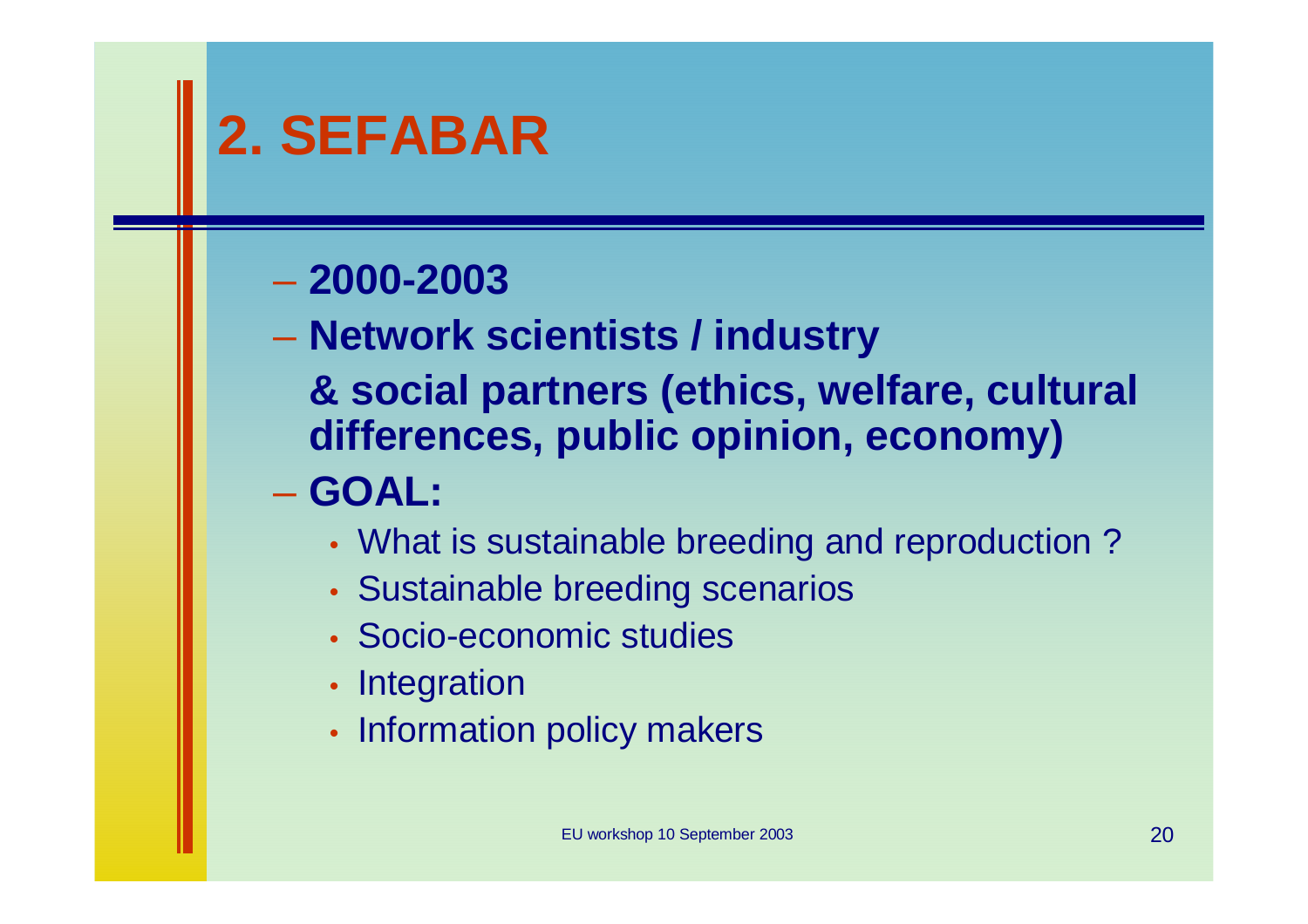# 2. SEFABAR

- **2000-2003**
- **Network scientists / industry**
  **& social partners (ethics, welfare, cultural differences, public opinion, economy)**
- **GOAL:**
  - What is sustainable breeding and reproduction ?
  - Sustainable breeding scenarios
  - Socio-economic studies
  - Integration
  - Information policy makers

EU workshop 10 September 2003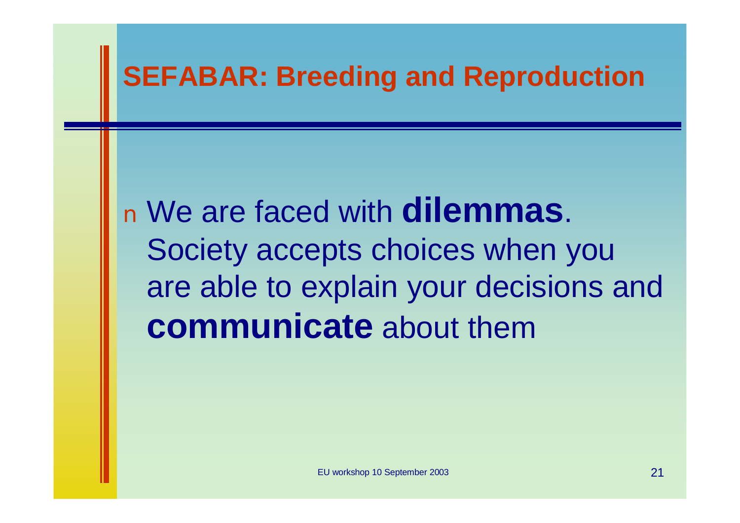# SEFABAR: Breeding and Reproduction

- We are faced with **dilemmas**. Society accepts choices when you are able to explain your decisions and **communicate** about them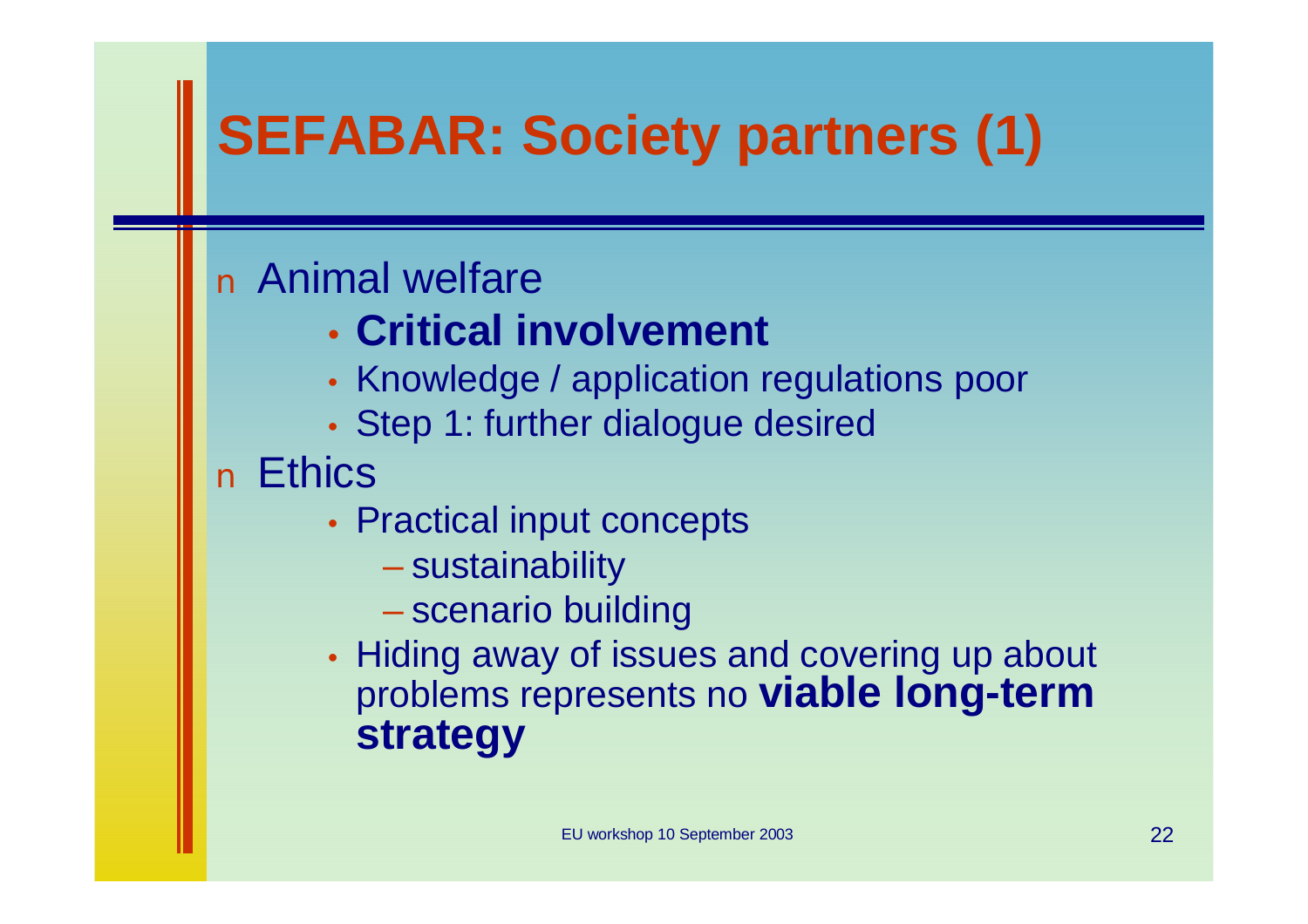# SEFABAR: Society partners (1)

- Animal welfare
  - **Critical involvement**
  - Knowledge / application regulations poor
  - Step 1: further dialogue desired
- Ethics
  - Practical input concepts
    - sustainability
    - scenario building
  - Hiding away of issues and covering up about problems represents no **viable long-term strategy**

EU workshop 10 September 2003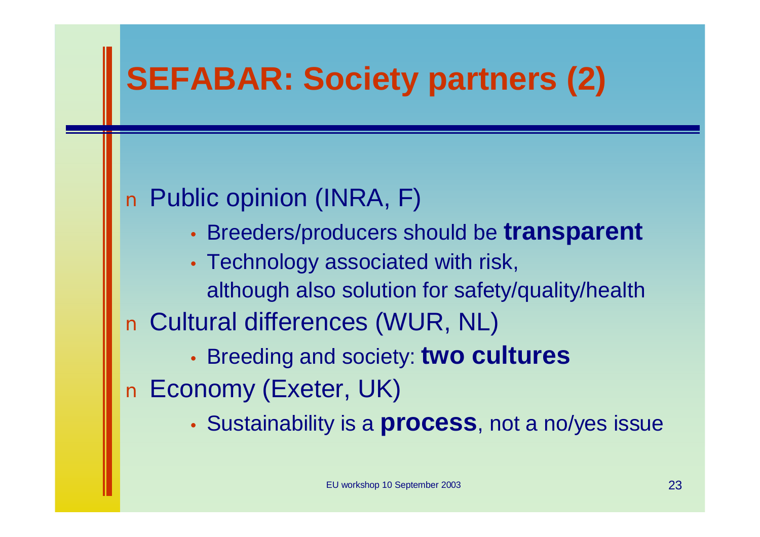# SEFABAR: Society partners (2)

- Public opinion (INRA, F)
  - Breeders/producers should be **transparent**
  - Technology associated with risk, although also solution for safety/quality/health
- Cultural differences (WUR, NL)
  - Breeding and society: **two cultures**
- Economy (Exeter, UK)
  - Sustainability is a **process**, not a no/yes issue

EU workshop 10 September 2003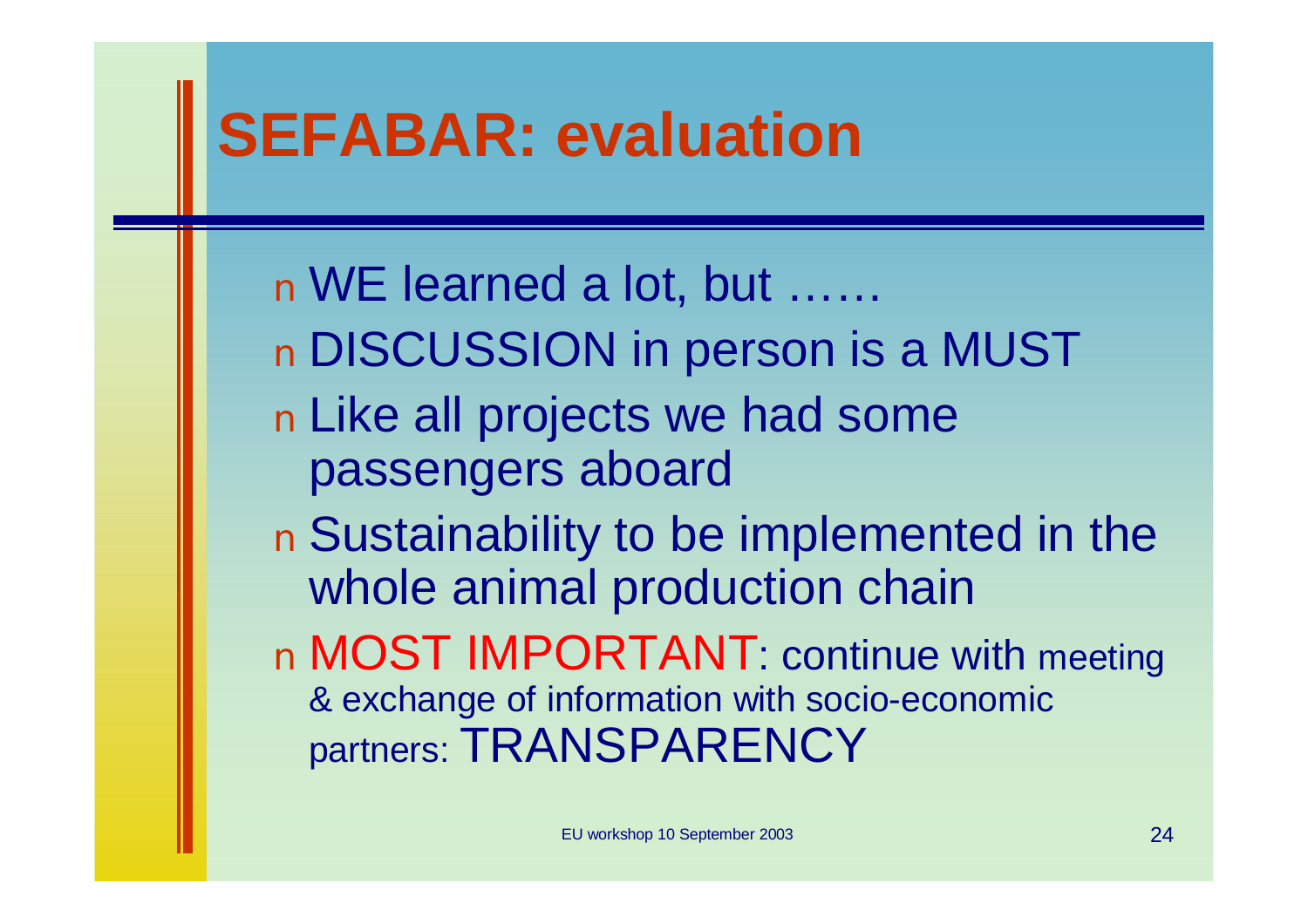# SEFABAR: evaluation

- WE learned a lot, but ……
- DISCUSSION in person is a MUST
- Like all projects we had some passengers aboard
- Sustainability to be implemented in the whole animal production chain
- MOST IMPORTANT: continue with meeting & exchange of information with socio-economic partners: TRANSPARENCY

EU workshop 10 September 2003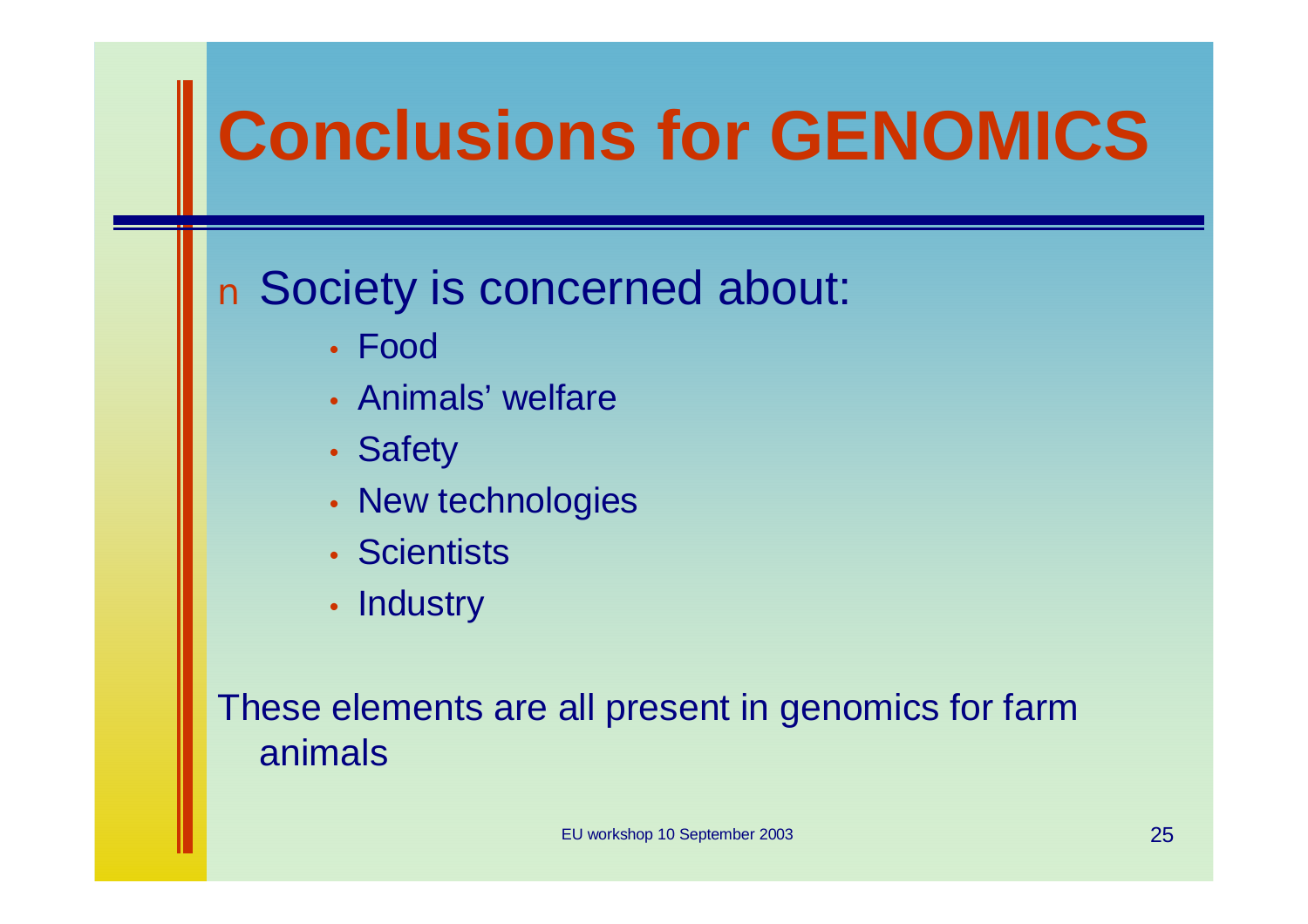# Conclusions for GENOMICS

- Society is concerned about:
  - Food
  - Animals' welfare
  - Safety
  - New technologies
  - Scientists
  - Industry

These elements are all present in genomics for farm animals

EU workshop 10 September 2003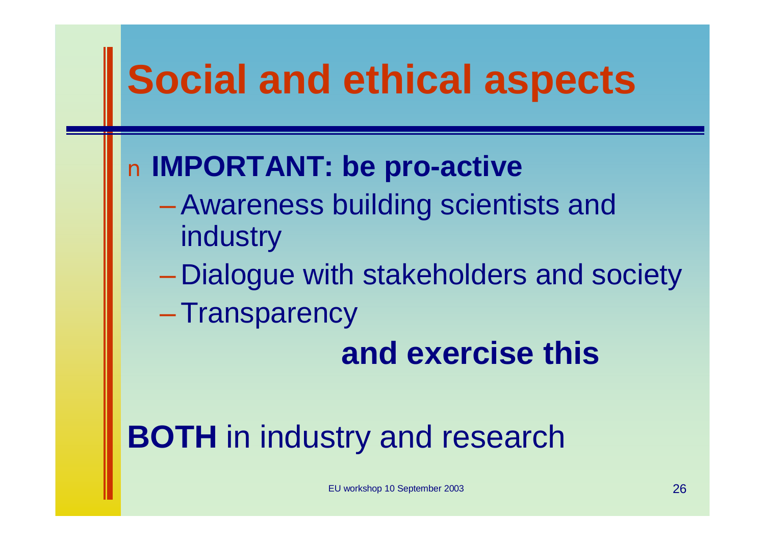# Social and ethical aspects

- **IMPORTANT: be pro-active**
  - Awareness building scientists and industry
  - Dialogue with stakeholders and society
  - Transparency

**and exercise this**

**BOTH** in industry and research